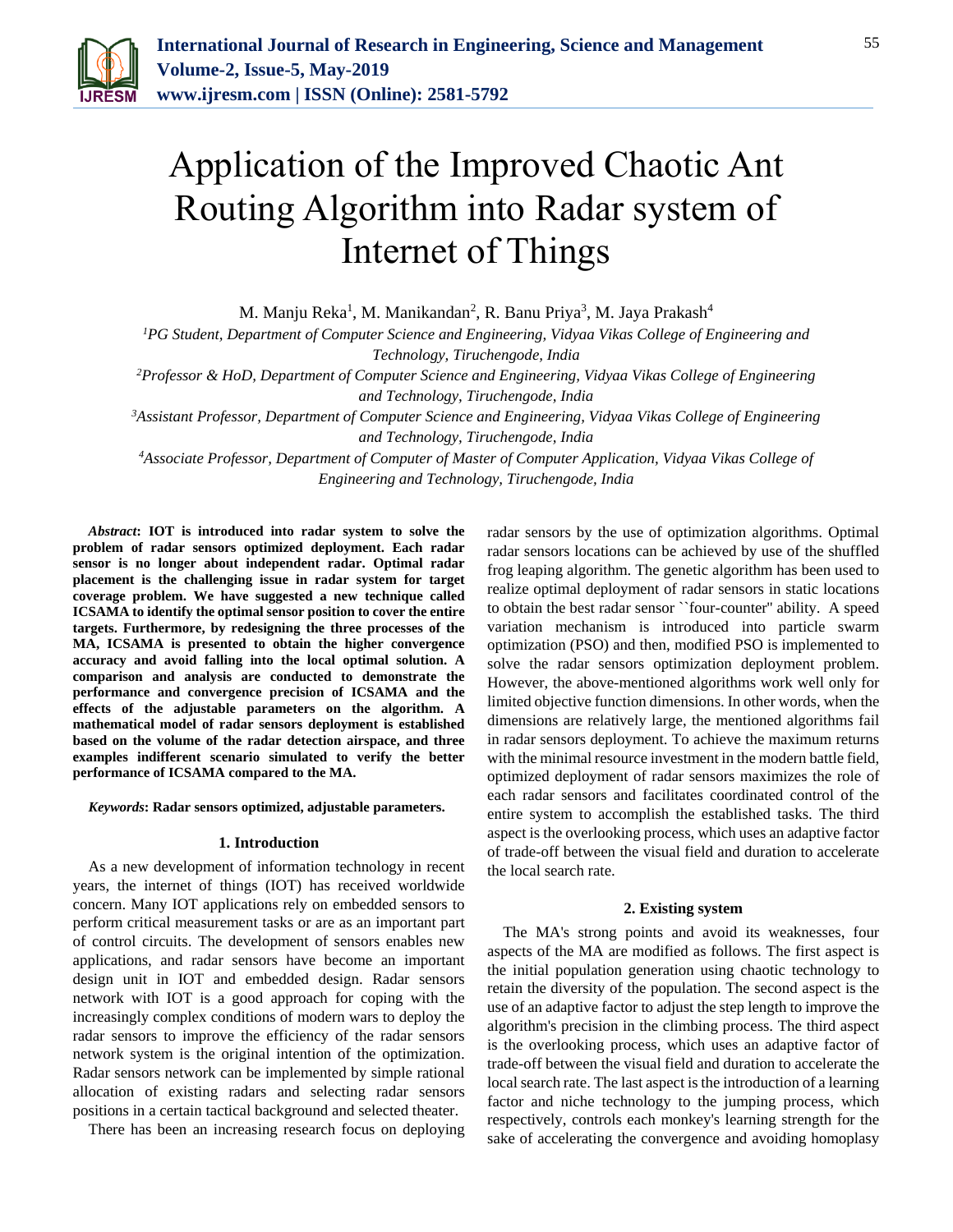# Application of the Improved Chaotic Ant Routing Algorithm into Radar system of Internet of Things

M. Manju Reka[1], M. Manikandan[2], R. Banu Priya[3], M. Jaya Prakash[4]

[1]*PG Student, Department of Computer Science and Engineering, Vidyaa Vikas College of Engineering and Technology, Tiruchengode, India*

[2]*Professor & HoD, Department of Computer Science and Engineering, Vidyaa Vikas College of Engineering and Technology, Tiruchengode, India*

[3]*Assistant Professor, Department of Computer Science and Engineering, Vidyaa Vikas College of Engineering and Technology, Tiruchengode, India*

[4]*Associate Professor, Department of Computer of Master of Computer Application, Vidyaa Vikas College of Engineering and Technology, Tiruchengode, India*

***Abstract*: IOT is introduced into radar system to solve the problem of radar sensors optimized deployment. Each radar sensor is no longer about independent radar. Optimal radar placement is the challenging issue in radar system for target coverage problem. We have suggested a new technique called ICSAMA to identify the optimal sensor position to cover the entire targets. Furthermore, by redesigning the three processes of the MA, ICSAMA is presented to obtain the higher convergence accuracy and avoid falling into the local optimal solution. A comparison and analysis are conducted to demonstrate the performance and convergence precision of ICSAMA and the effects of the adjustable parameters on the algorithm. A mathematical model of radar sensors deployment is established based on the volume of the radar detection airspace, and three examples indifferent scenario simulated to verify the better performance of ICSAMA compared to the MA.**

***Keywords*: Radar sensors optimized, adjustable parameters.**

## 1. Introduction

As a new development of information technology in recent years, the internet of things (IOT) has received worldwide concern. Many IOT applications rely on embedded sensors to perform critical measurement tasks or are as an important part of control circuits. The development of sensors enables new applications, and radar sensors have become an important design unit in IOT and embedded design. Radar sensors network with IOT is a good approach for coping with the increasingly complex conditions of modern wars to deploy the radar sensors to improve the efficiency of the radar sensors network system is the original intention of the optimization. Radar sensors network can be implemented by simple rational allocation of existing radars and selecting radar sensors positions in a certain tactical background and selected theater.

There has been an increasing research focus on deploying radar sensors by the use of optimization algorithms. Optimal radar sensors locations can be achieved by use of the shuffled frog leaping algorithm. The genetic algorithm has been used to realize optimal deployment of radar sensors in static locations to obtain the best radar sensor ``four-counter'' ability. A speed variation mechanism is introduced into particle swarm optimization (PSO) and then, modified PSO is implemented to solve the radar sensors optimization deployment problem. However, the above-mentioned algorithms work well only for limited objective function dimensions. In other words, when the dimensions are relatively large, the mentioned algorithms fail in radar sensors deployment. To achieve the maximum returns with the minimal resource investment in the modern battle field, optimized deployment of radar sensors maximizes the role of each radar sensors and facilitates coordinated control of the entire system to accomplish the established tasks. The third aspect is the overlooking process, which uses an adaptive factor of trade-off between the visual field and duration to accelerate the local search rate.

## 2. Existing system

The MA's strong points and avoid its weaknesses, four aspects of the MA are modified as follows. The first aspect is the initial population generation using chaotic technology to retain the diversity of the population. The second aspect is the use of an adaptive factor to adjust the step length to improve the algorithm's precision in the climbing process. The third aspect is the overlooking process, which uses an adaptive factor of trade-off between the visual field and duration to accelerate the local search rate. The last aspect is the introduction of a learning factor and niche technology to the jumping process, which respectively, controls each monkey's learning strength for the sake of accelerating the convergence and avoiding homoplasy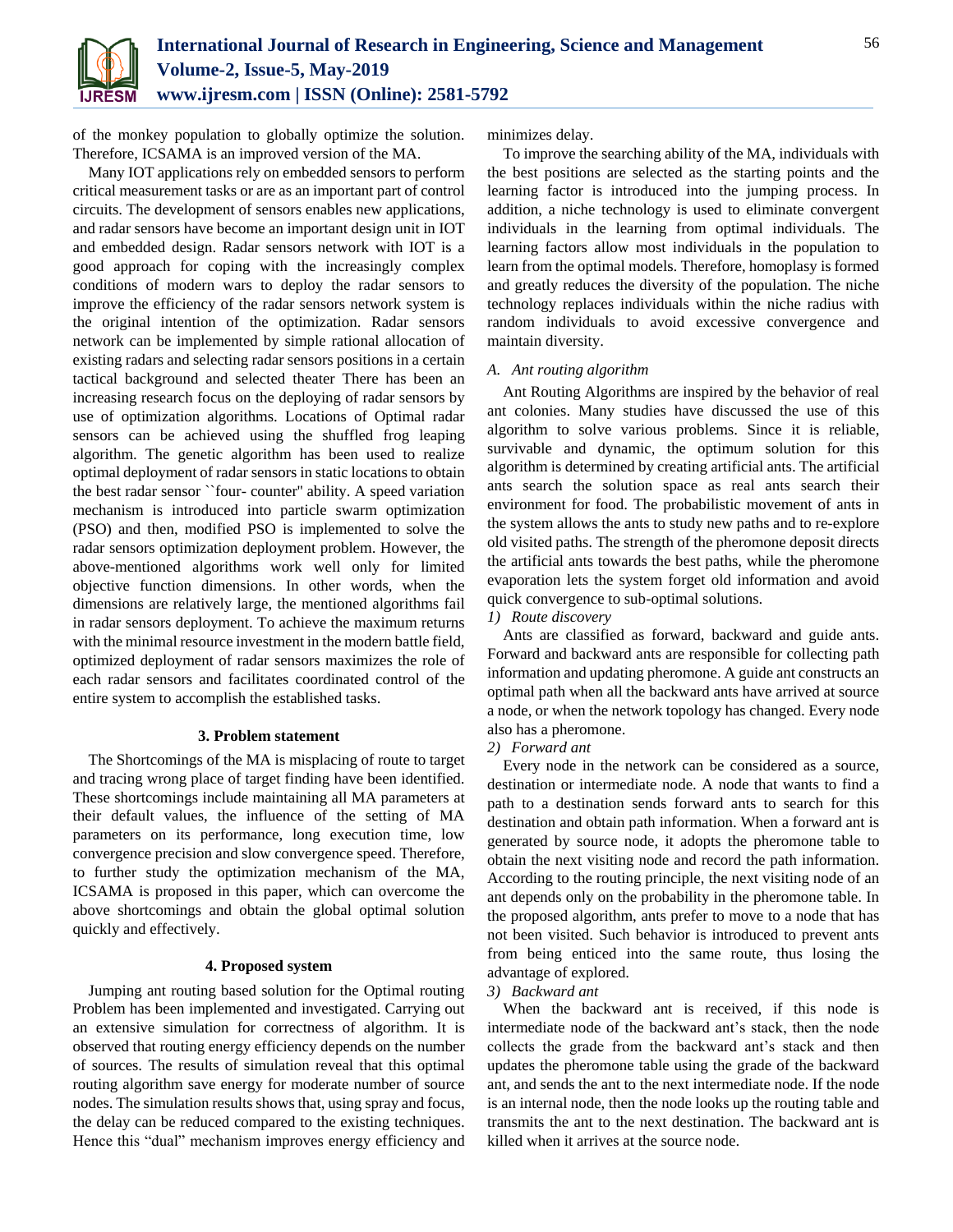of the monkey population to globally optimize the solution. Therefore, ICSAMA is an improved version of the MA.

Many IOT applications rely on embedded sensors to perform critical measurement tasks or are as an important part of control circuits. The development of sensors enables new applications, and radar sensors have become an important design unit in IOT and embedded design. Radar sensors network with IOT is a good approach for coping with the increasingly complex conditions of modern wars to deploy the radar sensors to improve the efficiency of the radar sensors network system is the original intention of the optimization. Radar sensors network can be implemented by simple rational allocation of existing radars and selecting radar sensors positions in a certain tactical background and selected theater There has been an increasing research focus on the deploying of radar sensors by use of optimization algorithms. Locations of Optimal radar sensors can be achieved using the shuffled frog leaping algorithm. The genetic algorithm has been used to realize optimal deployment of radar sensors in static locations to obtain the best radar sensor ``four- counter'' ability. A speed variation mechanism is introduced into particle swarm optimization (PSO) and then, modified PSO is implemented to solve the radar sensors optimization deployment problem. However, the above-mentioned algorithms work well only for limited objective function dimensions. In other words, when the dimensions are relatively large, the mentioned algorithms fail in radar sensors deployment. To achieve the maximum returns with the minimal resource investment in the modern battle field, optimized deployment of radar sensors maximizes the role of each radar sensors and facilitates coordinated control of the entire system to accomplish the established tasks.

## 3. Problem statement

The Shortcomings of the MA is misplacing of route to target and tracing wrong place of target finding have been identified. These shortcomings include maintaining all MA parameters at their default values, the influence of the setting of MA parameters on its performance, long execution time, low convergence precision and slow convergence speed. Therefore, to further study the optimization mechanism of the MA, ICSAMA is proposed in this paper, which can overcome the above shortcomings and obtain the global optimal solution quickly and effectively.

## 4. Proposed system

Jumping ant routing based solution for the Optimal routing Problem has been implemented and investigated. Carrying out an extensive simulation for correctness of algorithm. It is observed that routing energy efficiency depends on the number of sources. The results of simulation reveal that this optimal routing algorithm save energy for moderate number of source nodes. The simulation results shows that, using spray and focus, the delay can be reduced compared to the existing techniques. Hence this "dual" mechanism improves energy efficiency and minimizes delay.

To improve the searching ability of the MA, individuals with the best positions are selected as the starting points and the learning factor is introduced into the jumping process. In addition, a niche technology is used to eliminate convergent individuals in the learning from optimal individuals. The learning factors allow most individuals in the population to learn from the optimal models. Therefore, homoplasy is formed and greatly reduces the diversity of the population. The niche technology replaces individuals within the niche radius with random individuals to avoid excessive convergence and maintain diversity.

### *A. Ant routing algorithm*

Ant Routing Algorithms are inspired by the behavior of real ant colonies. Many studies have discussed the use of this algorithm to solve various problems. Since it is reliable, survivable and dynamic, the optimum solution for this algorithm is determined by creating artificial ants. The artificial ants search the solution space as real ants search their environment for food. The probabilistic movement of ants in the system allows the ants to study new paths and to re-explore old visited paths. The strength of the pheromone deposit directs the artificial ants towards the best paths, while the pheromone evaporation lets the system forget old information and avoid quick convergence to sub-optimal solutions.

#### *1) Route discovery*

Ants are classified as forward, backward and guide ants. Forward and backward ants are responsible for collecting path information and updating pheromone. A guide ant constructs an optimal path when all the backward ants have arrived at source a node, or when the network topology has changed. Every node also has a pheromone.

#### *2) Forward ant*

Every node in the network can be considered as a source, destination or intermediate node. A node that wants to find a path to a destination sends forward ants to search for this destination and obtain path information. When a forward ant is generated by source node, it adopts the pheromone table to obtain the next visiting node and record the path information. According to the routing principle, the next visiting node of an ant depends only on the probability in the pheromone table. In the proposed algorithm, ants prefer to move to a node that has not been visited. Such behavior is introduced to prevent ants from being enticed into the same route, thus losing the advantage of explored.

#### *3) Backward ant*

When the backward ant is received, if this node is intermediate node of the backward ant's stack, then the node collects the grade from the backward ant's stack and then updates the pheromone table using the grade of the backward ant, and sends the ant to the next intermediate node. If the node is an internal node, then the node looks up the routing table and transmits the ant to the next destination. The backward ant is killed when it arrives at the source node.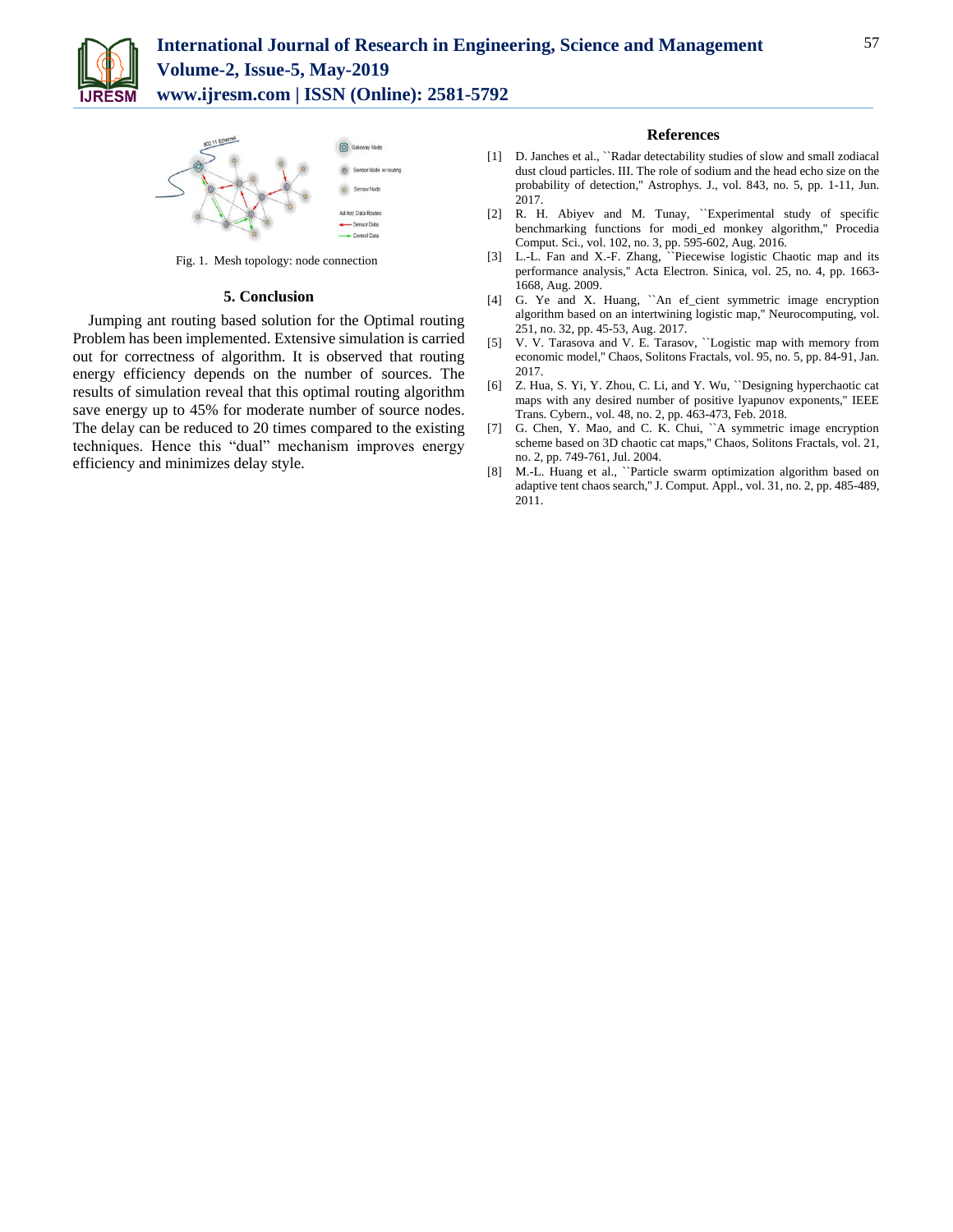802.11 Ethernet

Gateway Node

Sensor Node w/ routing

Sensor Node

Ad-hoc Data Routes

Sensor Data

Control Data

Fig. 1. Mesh topology: node connection

## 5. Conclusion

Jumping ant routing based solution for the Optimal routing Problem has been implemented. Extensive simulation is carried out for correctness of algorithm. It is observed that routing energy efficiency depends on the number of sources. The results of simulation reveal that this optimal routing algorithm save energy up to 45% for moderate number of source nodes. The delay can be reduced to 20 times compared to the existing techniques. Hence this "dual" mechanism improves energy efficiency and minimizes delay style.

## References

[1] D. Janches et al., ``Radar detectability studies of slow and small zodiacal dust cloud particles. III. The role of sodium and the head echo size on the probability of detection,'' Astrophys. J., vol. 843, no. 5, pp. 1-11, Jun. 2017.

[2] R. H. Abiyev and M. Tunay, ``Experimental study of specific benchmarking functions for modi_ed monkey algorithm,'' Procedia Comput. Sci., vol. 102, no. 3, pp. 595-602, Aug. 2016.

[3] L.-L. Fan and X.-F. Zhang, ``Piecewise logistic Chaotic map and its performance analysis,'' Acta Electron. Sinica, vol. 25, no. 4, pp. 1663-1668, Aug. 2009.

[4] G. Ye and X. Huang, ``An ef_cient symmetric image encryption algorithm based on an intertwining logistic map,'' Neurocomputing, vol. 251, no. 32, pp. 45-53, Aug. 2017.

[5] V. V. Tarasova and V. E. Tarasov, ``Logistic map with memory from economic model,'' Chaos, Solitons Fractals, vol. 95, no. 5, pp. 84-91, Jan. 2017.

[6] Z. Hua, S. Yi, Y. Zhou, C. Li, and Y. Wu, ``Designing hyperchaotic cat maps with any desired number of positive lyapunov exponents,'' IEEE Trans. Cybern., vol. 48, no. 2, pp. 463-473, Feb. 2018.

[7] G. Chen, Y. Mao, and C. K. Chui, ``A symmetric image encryption scheme based on 3D chaotic cat maps,'' Chaos, Solitons Fractals, vol. 21, no. 2, pp. 749-761, Jul. 2004.

[8] M.-L. Huang et al., ``Particle swarm optimization algorithm based on adaptive tent chaos search,'' J. Comput. Appl., vol. 31, no. 2, pp. 485-489, 2011.